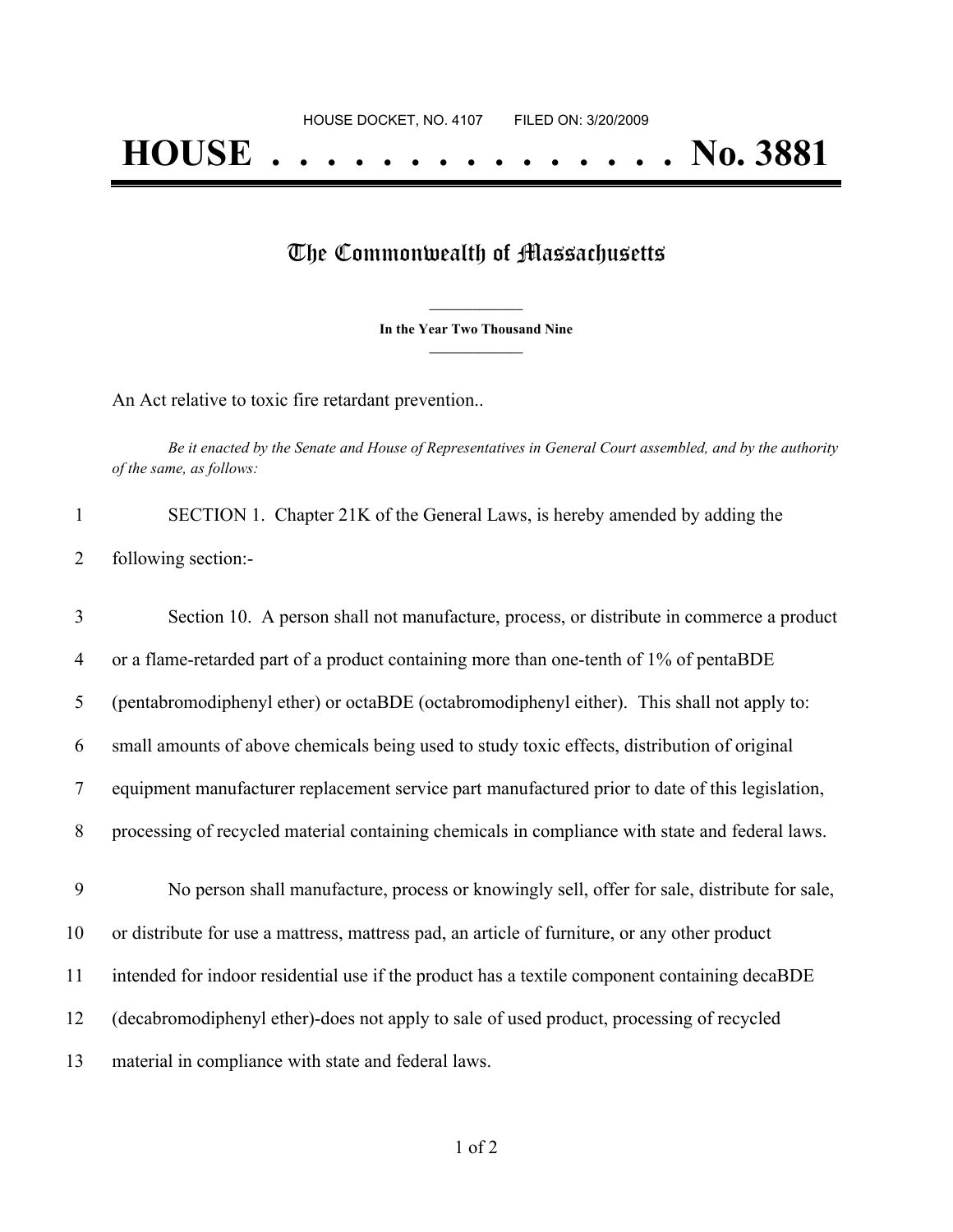HOUSE DOCKET, NO. 4107 FILED ON: 3/20/2009

# HOUSE . . . . . . . . . . . . . . . No. 3881

## The Commonwealth of Massachusetts

**In the Year Two Thousand Nine**

An Act relative to toxic fire retardant prevention..

*Be it enacted by the Senate and House of Representatives in General Court assembled, and by the authority of the same, as follows:*

1 SECTION 1. Chapter 21K of the General Laws, is hereby amended by adding the
2 following section:-

3 Section 10. A person shall not manufacture, process, or distribute in commerce a product
4 or a flame-retarded part of a product containing more than one-tenth of 1% of pentaBDE
5 (pentabromodiphenyl ether) or octaBDE (octabromodiphenyl either). This shall not apply to:
6 small amounts of above chemicals being used to study toxic effects, distribution of original
7 equipment manufacturer replacement service part manufactured prior to date of this legislation,
8 processing of recycled material containing chemicals in compliance with state and federal laws.

9 No person shall manufacture, process or knowingly sell, offer for sale, distribute for sale,
10 or distribute for use a mattress, mattress pad, an article of furniture, or any other product
11 intended for indoor residential use if the product has a textile component containing decaBDE
12 (decabromodiphenyl ether)-does not apply to sale of used product, processing of recycled
13 material in compliance with state and federal laws.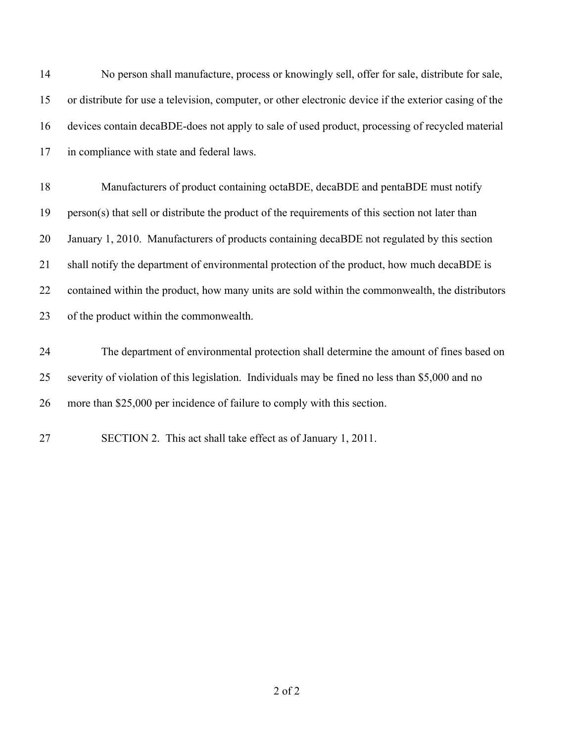No person shall manufacture, process or knowingly sell, offer for sale, distribute for sale, or distribute for use a television, computer, or other electronic device if the exterior casing of the devices contain decaBDE-does not apply to sale of used product, processing of recycled material in compliance with state and federal laws.

Manufacturers of product containing octaBDE, decaBDE and pentaBDE must notify person(s) that sell or distribute the product of the requirements of this section not later than January 1, 2010. Manufacturers of products containing decaBDE not regulated by this section shall notify the department of environmental protection of the product, how much decaBDE is contained within the product, how many units are sold within the commonwealth, the distributors of the product within the commonwealth.

The department of environmental protection shall determine the amount of fines based on severity of violation of this legislation. Individuals may be fined no less than $5,000 and no more than $25,000 per incidence of failure to comply with this section.

SECTION 2. This act shall take effect as of January 1, 2011.